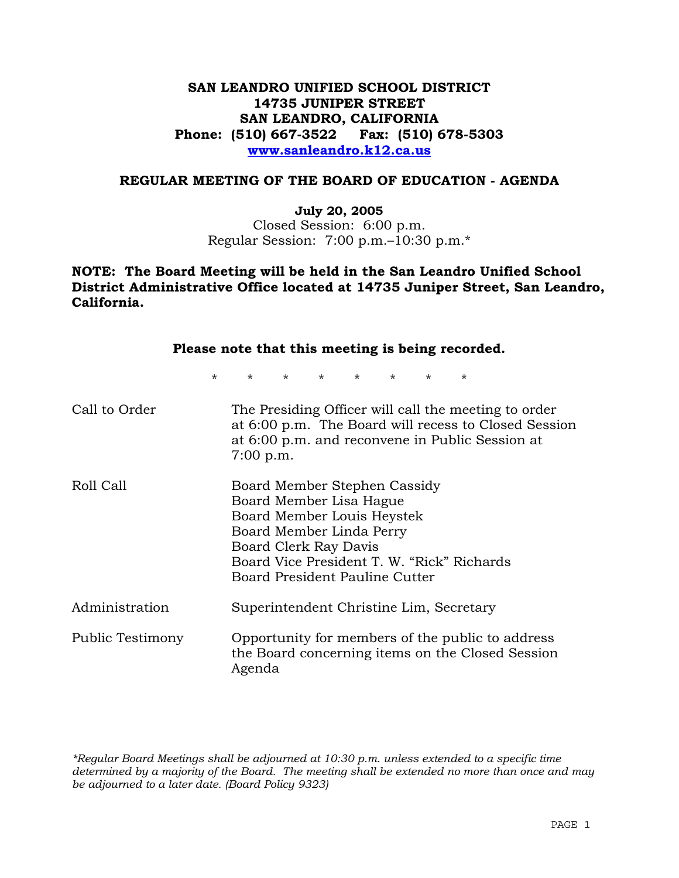# SAN LEANDRO UNIFIED SCHOOL DISTRICT
# 14735 JUNIPER STREET
# SAN LEANDRO, CALIFORNIA
**Phone: (510) 667-3522 Fax: (510) 678-5303**
**www.sanleandro.k12.ca.us**

## REGULAR MEETING OF THE BOARD OF EDUCATION - AGENDA

**July 20, 2005**
Closed Session: 6:00 p.m.
Regular Session: 7:00 p.m.–10:30 p.m.*

**NOTE: The Board Meeting will be held in the San Leandro Unified School District Administrative Office located at 14735 Juniper Street, San Leandro, California.**

**Please note that this meeting is being recorded.**

\* \* \* \* \* \* \* \*

Call to Order — The Presiding Officer will call the meeting to order at 6:00 p.m. The Board will recess to Closed Session at 6:00 p.m. and reconvene in Public Session at 7:00 p.m.

Roll Call — Board Member Stephen Cassidy
Board Member Lisa Hague
Board Member Louis Heystek
Board Member Linda Perry
Board Clerk Ray Davis
Board Vice President T. W. "Rick" Richards
Board President Pauline Cutter

Administration — Superintendent Christine Lim, Secretary

Public Testimony — Opportunity for members of the public to address the Board concerning items on the Closed Session Agenda

*\*Regular Board Meetings shall be adjourned at 10:30 p.m. unless extended to a specific time determined by a majority of the Board. The meeting shall be extended no more than once and may be adjourned to a later date. (Board Policy 9323)*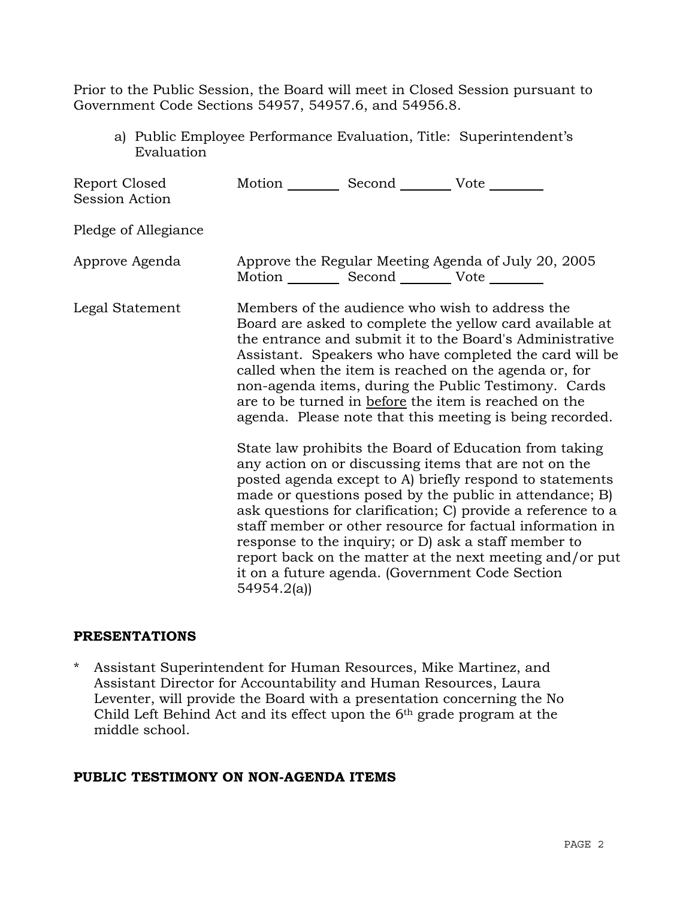Prior to the Public Session, the Board will meet in Closed Session pursuant to Government Code Sections 54957, 54957.6, and 54956.8.

a) Public Employee Performance Evaluation, Title: Superintendent's Evaluation

Report Closed Session Action — Motion ________ Second ________ Vote ________

Pledge of Allegiance

Approve Agenda — Approve the Regular Meeting Agenda of July 20, 2005
Motion ________ Second ________ Vote ________

Legal Statement — Members of the audience who wish to address the Board are asked to complete the yellow card available at the entrance and submit it to the Board's Administrative Assistant. Speakers who have completed the card will be called when the item is reached on the agenda or, for non-agenda items, during the Public Testimony. Cards are to be turned in before the item is reached on the agenda. Please note that this meeting is being recorded.

State law prohibits the Board of Education from taking any action on or discussing items that are not on the posted agenda except to A) briefly respond to statements made or questions posed by the public in attendance; B) ask questions for clarification; C) provide a reference to a staff member or other resource for factual information in response to the inquiry; or D) ask a staff member to report back on the matter at the next meeting and/or put it on a future agenda. (Government Code Section 54954.2(a))

## PRESENTATIONS

* Assistant Superintendent for Human Resources, Mike Martinez, and Assistant Director for Accountability and Human Resources, Laura Leventer, will provide the Board with a presentation concerning the No Child Left Behind Act and its effect upon the 6th grade program at the middle school.

## PUBLIC TESTIMONY ON NON-AGENDA ITEMS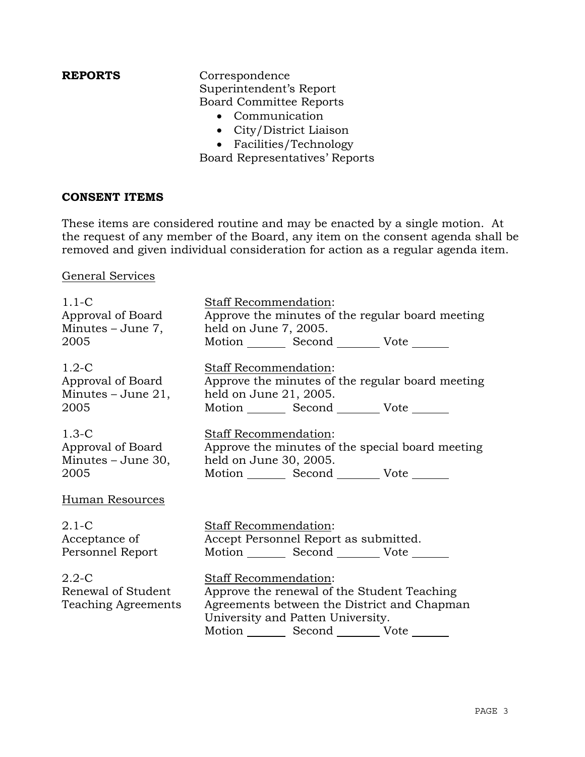**REPORTS**

Correspondence
Superintendent's Report
Board Committee Reports

- Communication
- City/District Liaison
- Facilities/Technology

Board Representatives' Reports

**CONSENT ITEMS**

These items are considered routine and may be enacted by a single motion. At the request of any member of the Board, any item on the consent agenda shall be removed and given individual consideration for action as a regular agenda item.

General Services

1.1-C
Approval of Board Minutes – June 7, 2005

Staff Recommendation:
Approve the minutes of the regular board meeting held on June 7, 2005.
Motion _______ Second _______ Vote _______

1.2-C
Approval of Board Minutes – June 21, 2005

Staff Recommendation:
Approve the minutes of the regular board meeting held on June 21, 2005.
Motion _______ Second _______ Vote _______

1.3-C
Approval of Board Minutes – June 30, 2005

Staff Recommendation:
Approve the minutes of the special board meeting held on June 30, 2005.
Motion _______ Second _______ Vote _______

Human Resources

2.1-C
Acceptance of Personnel Report

Staff Recommendation:
Accept Personnel Report as submitted.
Motion _______ Second _______ Vote _______

2.2-C
Renewal of Student Teaching Agreements

Staff Recommendation:
Approve the renewal of the Student Teaching Agreements between the District and Chapman University and Patten University.
Motion _______ Second _______ Vote _______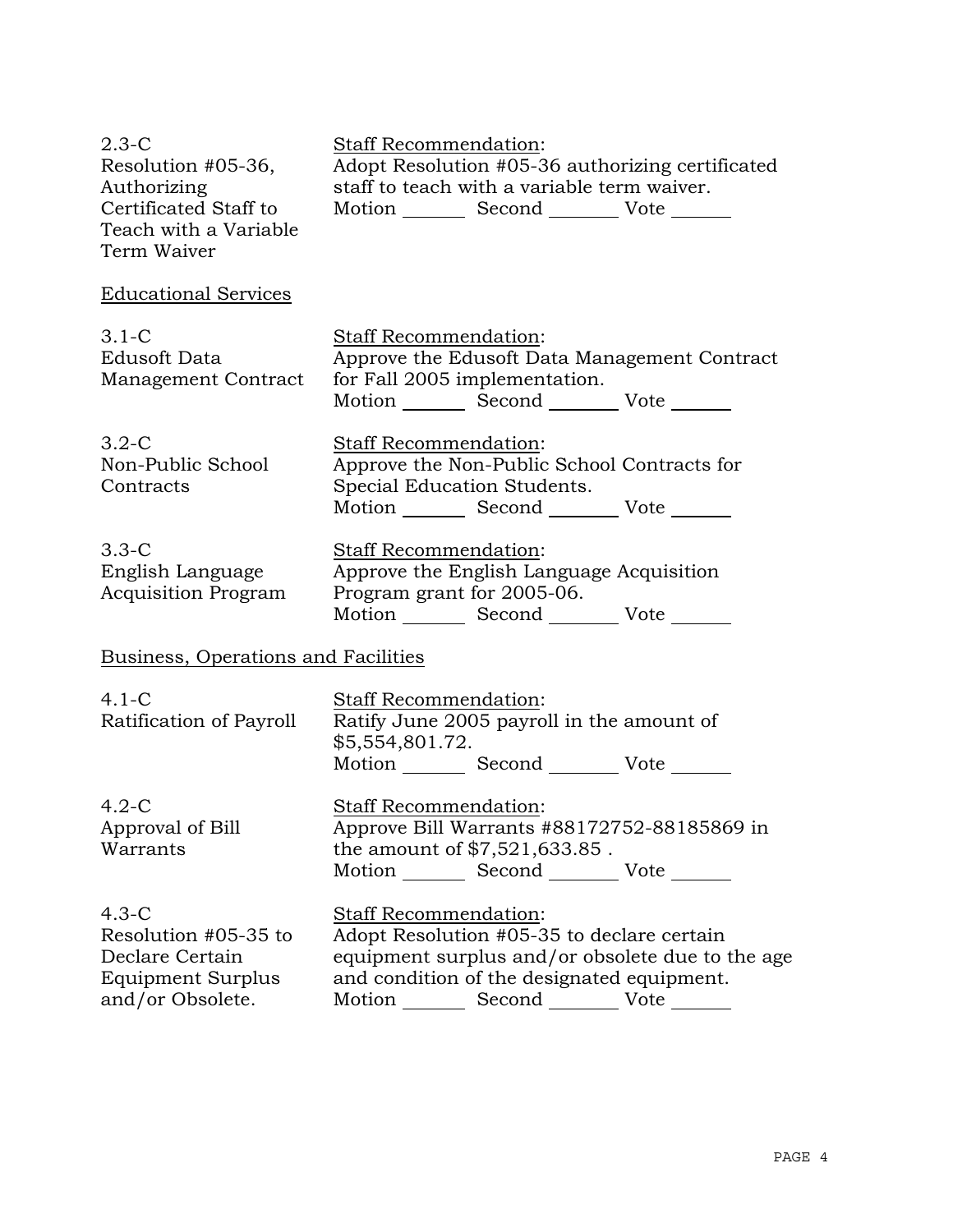2.3-C
Resolution #05-36, Authorizing Certificated Staff to Teach with a Variable Term Waiver

Staff Recommendation:
Adopt Resolution #05-36 authorizing certificated staff to teach with a variable term waiver.
Motion _______ Second _______ Vote _______

## Educational Services

3.1-C
Edusoft Data Management Contract

Staff Recommendation:
Approve the Edusoft Data Management Contract for Fall 2005 implementation.
Motion _______ Second _______ Vote _______

3.2-C
Non-Public School Contracts

Staff Recommendation:
Approve the Non-Public School Contracts for Special Education Students.
Motion _______ Second _______ Vote _______

3.3-C
English Language Acquisition Program

Staff Recommendation:
Approve the English Language Acquisition Program grant for 2005-06.
Motion _______ Second _______ Vote _______

## Business, Operations and Facilities

4.1-C
Ratification of Payroll

Staff Recommendation:
Ratify June 2005 payroll in the amount of $5,554,801.72.
Motion _______ Second _______ Vote _______

4.2-C
Approval of Bill Warrants

Staff Recommendation:
Approve Bill Warrants #88172752-88185869 in the amount of $7,521,633.85 .
Motion _______ Second _______ Vote _______

4.3-C
Resolution #05-35 to Declare Certain Equipment Surplus and/or Obsolete.

Staff Recommendation:
Adopt Resolution #05-35 to declare certain equipment surplus and/or obsolete due to the age and condition of the designated equipment.
Motion _______ Second _______ Vote _______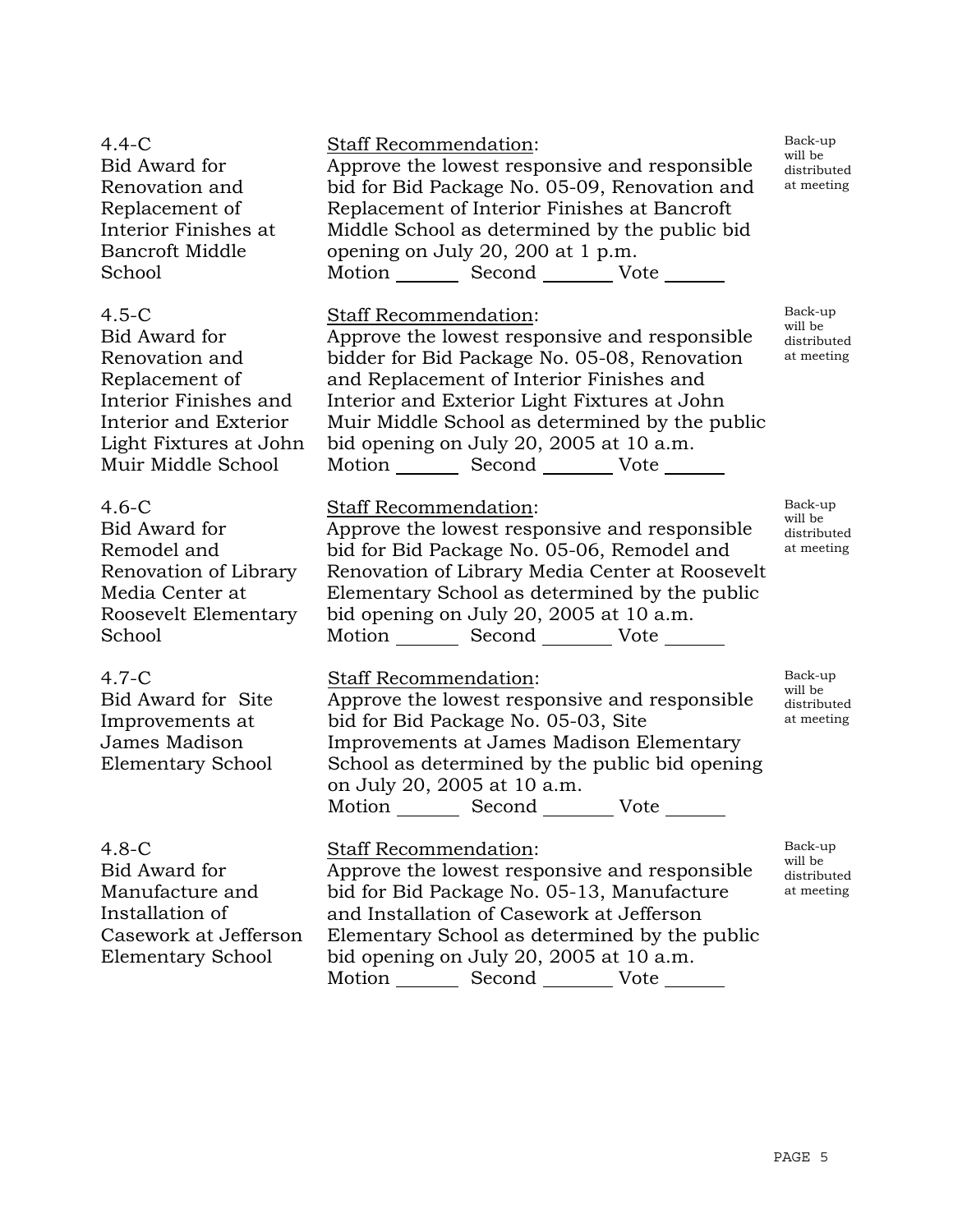**4.4-C**
**Bid Award for Renovation and Replacement of Interior Finishes at Bancroft Middle School**

Staff Recommendation:
Approve the lowest responsive and responsible bid for Bid Package No. 05-09, Renovation and Replacement of Interior Finishes at Bancroft Middle School as determined by the public bid opening on July 20, 200 at 1 p.m.

Motion _______ Second _______ Vote _______

Back-up will be distributed at meeting

**4.5-C**
**Bid Award for Renovation and Replacement of Interior Finishes and Interior and Exterior Light Fixtures at John Muir Middle School**

Staff Recommendation:
Approve the lowest responsive and responsible bidder for Bid Package No. 05-08, Renovation and Replacement of Interior Finishes and Interior and Exterior Light Fixtures at John Muir Middle School as determined by the public bid opening on July 20, 2005 at 10 a.m.

Motion _______ Second _______ Vote _______

Back-up will be distributed at meeting

**4.6-C**
**Bid Award for Remodel and Renovation of Library Media Center at Roosevelt Elementary School**

Staff Recommendation:
Approve the lowest responsive and responsible bid for Bid Package No. 05-06, Remodel and Renovation of Library Media Center at Roosevelt Elementary School as determined by the public bid opening on July 20, 2005 at 10 a.m.

Motion _______ Second _______ Vote _______

Back-up will be distributed at meeting

**4.7-C**
**Bid Award for Site Improvements at James Madison Elementary School**

Staff Recommendation:
Approve the lowest responsive and responsible bid for Bid Package No. 05-03, Site Improvements at James Madison Elementary School as determined by the public bid opening on July 20, 2005 at 10 a.m.

Motion _______ Second _______ Vote _______

Back-up will be distributed at meeting

**4.8-C**
**Bid Award for Manufacture and Installation of Casework at Jefferson Elementary School**

Staff Recommendation:
Approve the lowest responsive and responsible bid for Bid Package No. 05-13, Manufacture and Installation of Casework at Jefferson Elementary School as determined by the public bid opening on July 20, 2005 at 10 a.m.

Motion _______ Second _______ Vote _______

Back-up will be distributed at meeting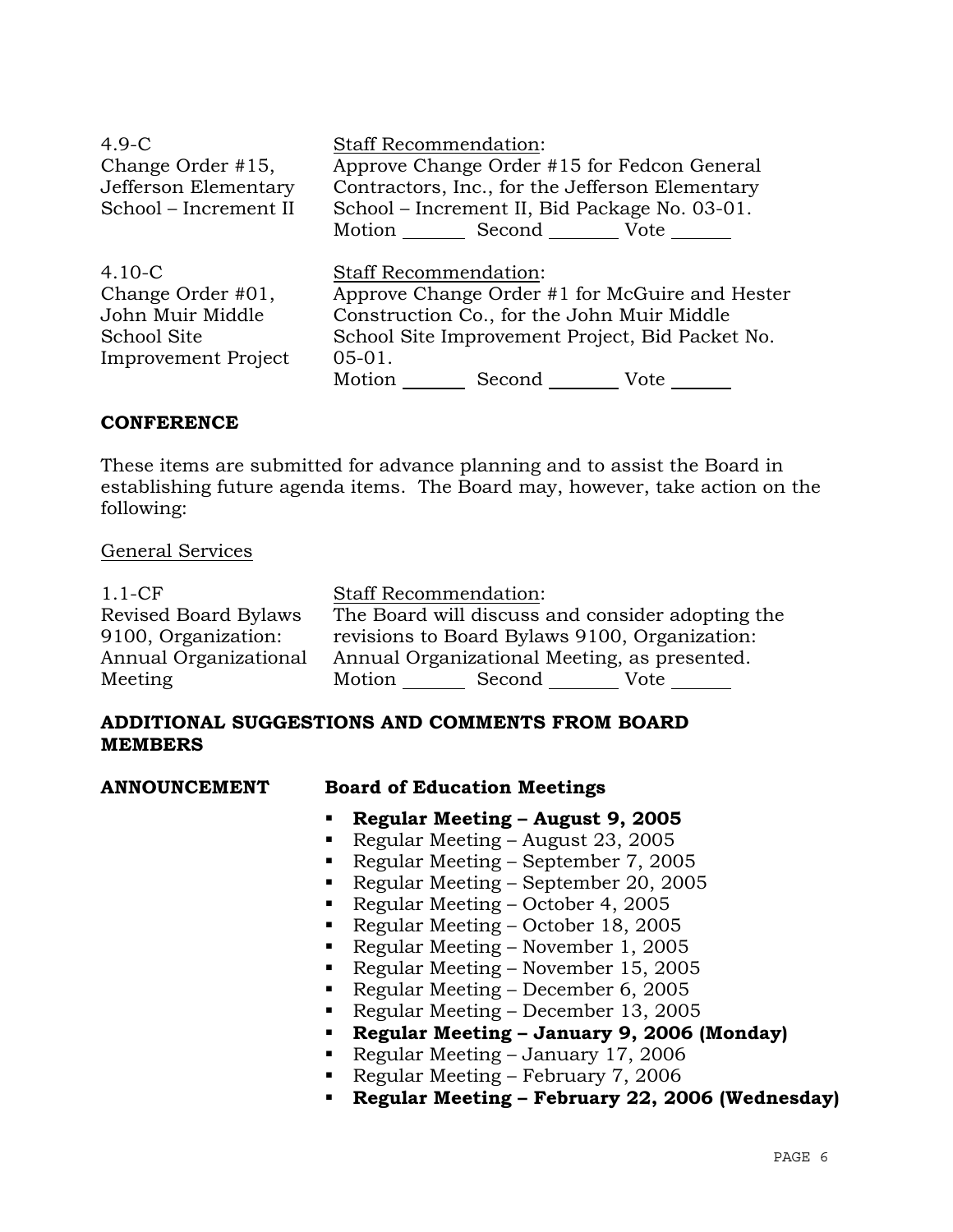| | |
|---|---|
| 4.9-C<br>Change Order #15, Jefferson Elementary School – Increment II | Staff Recommendation:<br>Approve Change Order #15 for Fedcon General Contractors, Inc., for the Jefferson Elementary School – Increment II, Bid Package No. 03-01.<br>Motion _______ Second _______ Vote _______ |
| 4.10-C<br>Change Order #01, John Muir Middle School Site Improvement Project | Staff Recommendation:<br>Approve Change Order #1 for McGuire and Hester Construction Co., for the John Muir Middle School Site Improvement Project, Bid Packet No. 05-01.<br>Motion _______ Second _______ Vote _______ |

## CONFERENCE

These items are submitted for advance planning and to assist the Board in establishing future agenda items. The Board may, however, take action on the following:

General Services

| | |
|---|---|
| 1.1-CF<br>Revised Board Bylaws 9100, Organization: Annual Organizational Meeting | Staff Recommendation:<br>The Board will discuss and consider adopting the revisions to Board Bylaws 9100, Organization: Annual Organizational Meeting, as presented.<br>Motion _______ Second _______ Vote _______ |

## ADDITIONAL SUGGESTIONS AND COMMENTS FROM BOARD MEMBERS

**ANNOUNCEMENT** **Board of Education Meetings**

- **Regular Meeting – August 9, 2005**
- Regular Meeting – August 23, 2005
- Regular Meeting – September 7, 2005
- Regular Meeting – September 20, 2005
- Regular Meeting – October 4, 2005
- Regular Meeting – October 18, 2005
- Regular Meeting – November 1, 2005
- Regular Meeting – November 15, 2005
- Regular Meeting – December 6, 2005
- Regular Meeting – December 13, 2005
- **Regular Meeting – January 9, 2006 (Monday)**
- Regular Meeting – January 17, 2006
- Regular Meeting – February 7, 2006
- **Regular Meeting – February 22, 2006 (Wednesday)**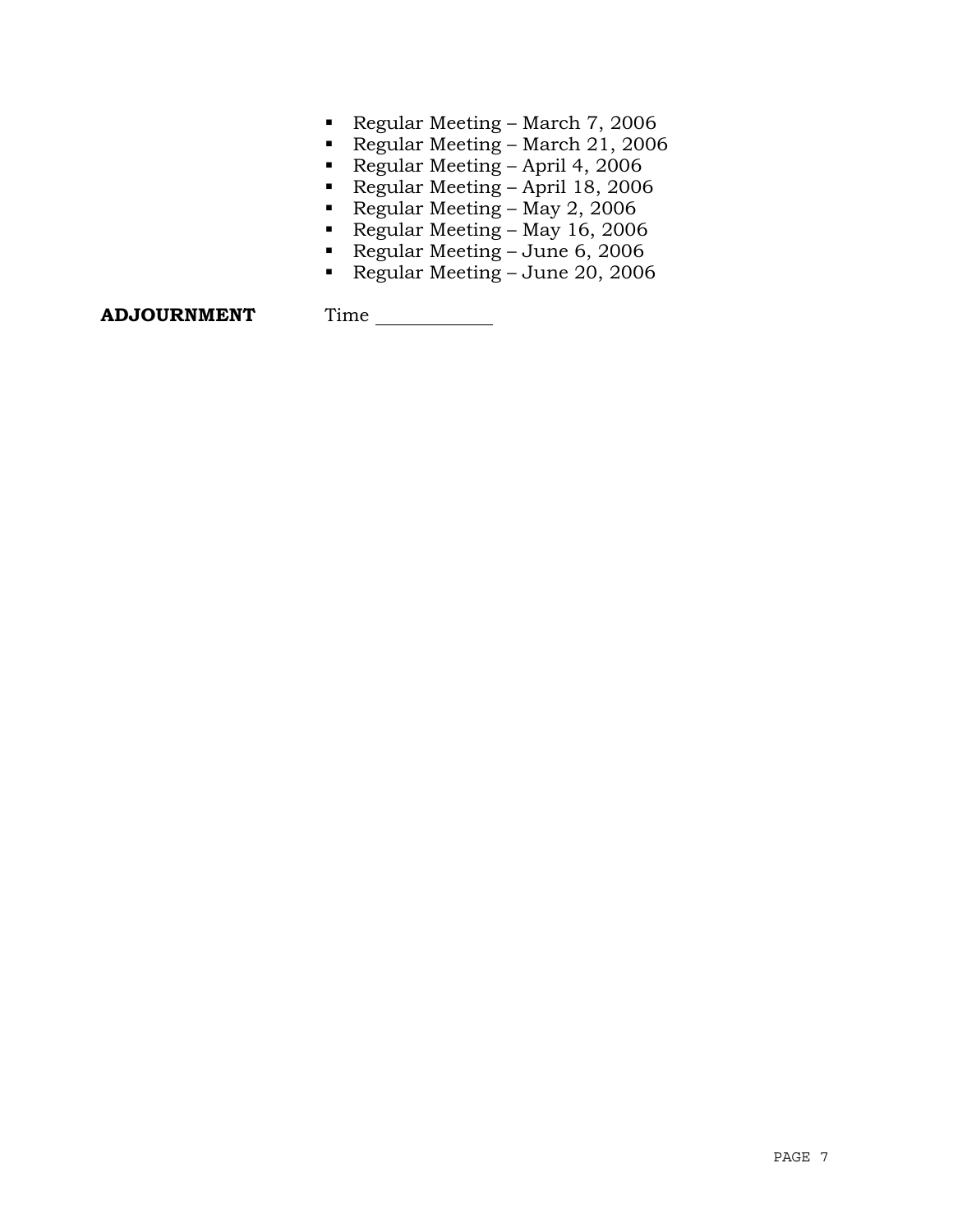- Regular Meeting – March 7, 2006
- Regular Meeting – March 21, 2006
- Regular Meeting – April 4, 2006
- Regular Meeting – April 18, 2006
- Regular Meeting – May 2, 2006
- Regular Meeting – May 16, 2006
- Regular Meeting – June 6, 2006
- Regular Meeting – June 20, 2006

**ADJOURNMENT** Time ____________